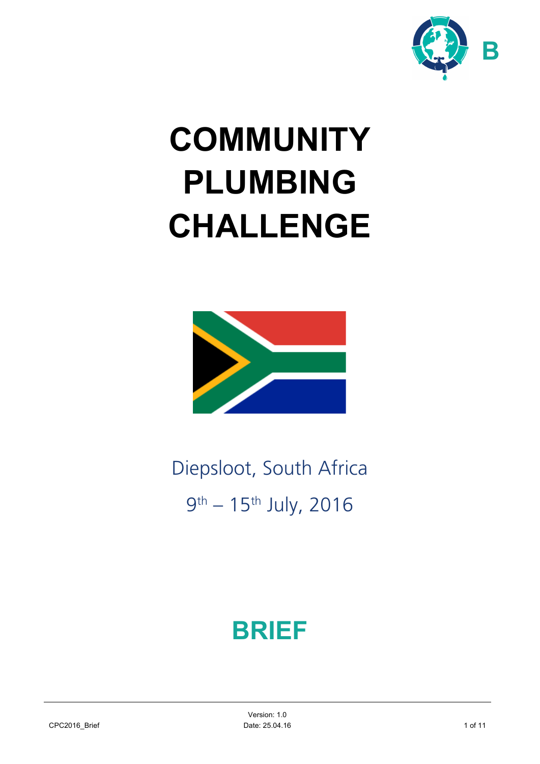# COMMUNITY PLUMBING CHALLENGE

Diepsloot, South Africa

9th – 15th July, 2016

## BRIEF

Version: 1.0

Date: 25.04.16

CPC2016_Brief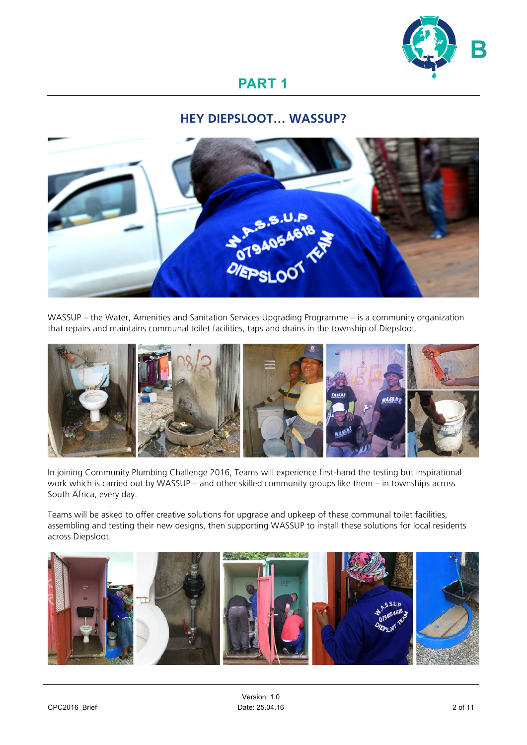# PART 1

## HEY DIEPSLOOT… WASSUP?

WASSUP – the Water, Amenities and Sanitation Services Upgrading Programme – is a community organization that repairs and maintains communal toilet facilities, taps and drains in the township of Diepsloot.

In joining Community Plumbing Challenge 2016, Teams will experience first-hand the testing but inspirational work which is carried out by WASSUP – and other skilled community groups like them – in townships across South Africa, every day.

Teams will be asked to offer creative solutions for upgrade and upkeep of these communal toilet facilities, assembling and testing their new designs, then supporting WASSUP to install these solutions for local residents across Diepsloot.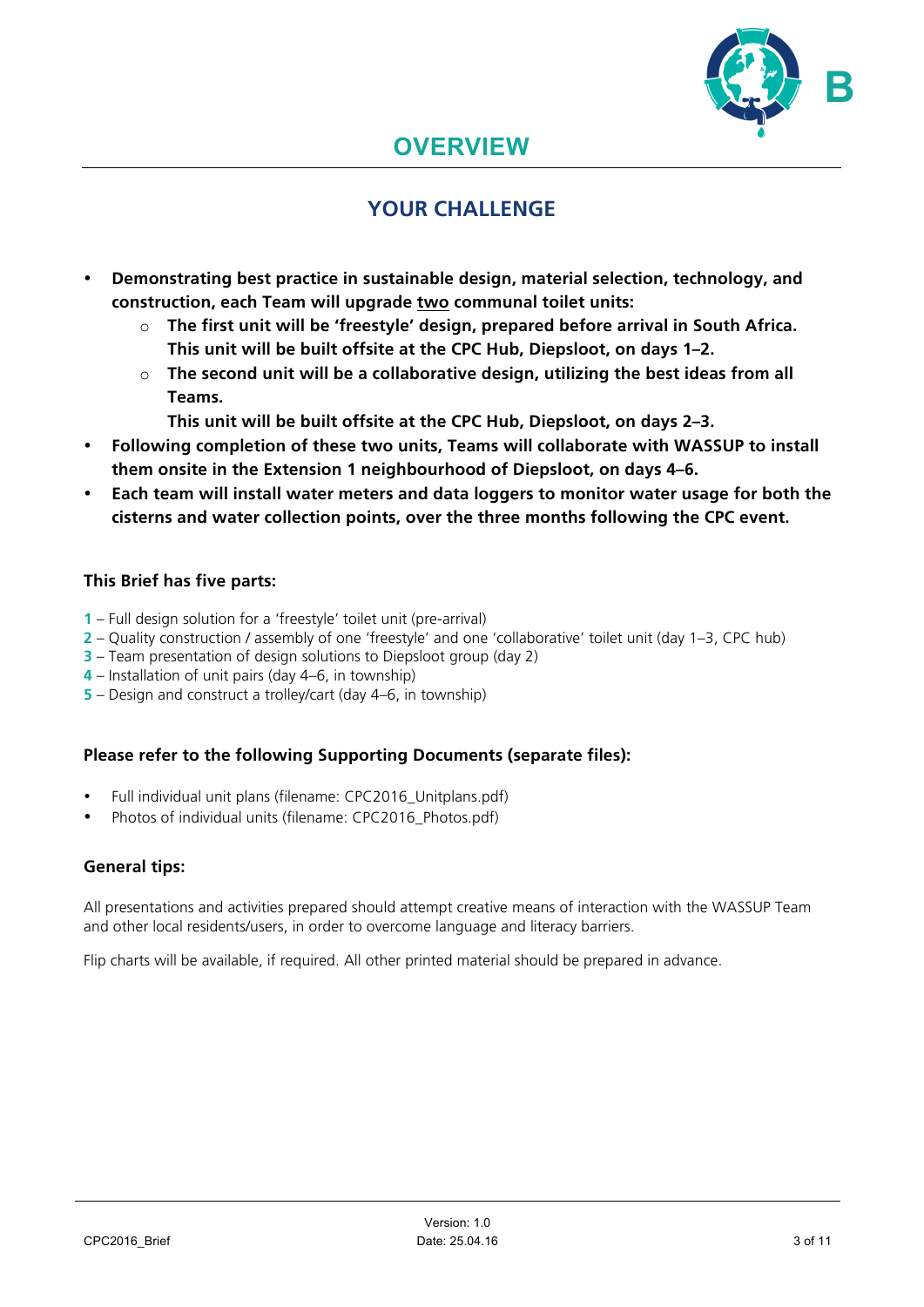# OVERVIEW

## YOUR CHALLENGE

- **Demonstrating best practice in sustainable design, material selection, technology, and construction, each Team will upgrade two communal toilet units:**
    - **The first unit will be 'freestyle' design, prepared before arrival in South Africa. This unit will be built offsite at the CPC Hub, Diepsloot, on days 1–2.**
    - **The second unit will be a collaborative design, utilizing the best ideas from all Teams.**
      **This unit will be built offsite at the CPC Hub, Diepsloot, on days 2–3.**
- **Following completion of these two units, Teams will collaborate with WASSUP to install them onsite in the Extension 1 neighbourhood of Diepsloot, on days 4–6.**
- **Each team will install water meters and data loggers to monitor water usage for both the cisterns and water collection points, over the three months following the CPC event.**

**This Brief has five parts:**

**1** – Full design solution for a 'freestyle' toilet unit (pre-arrival)
**2** – Quality construction / assembly of one 'freestyle' and one 'collaborative' toilet unit (day 1–3, CPC hub)
**3** – Team presentation of design solutions to Diepsloot group (day 2)
**4** – Installation of unit pairs (day 4–6, in township)
**5** – Design and construct a trolley/cart (day 4–6, in township)

**Please refer to the following Supporting Documents (separate files):**

- Full individual unit plans (filename: CPC2016_Unitplans.pdf)
- Photos of individual units (filename: CPC2016_Photos.pdf)

**General tips:**

All presentations and activities prepared should attempt creative means of interaction with the WASSUP Team and other local residents/users, in order to overcome language and literacy barriers.

Flip charts will be available, if required. All other printed material should be prepared in advance.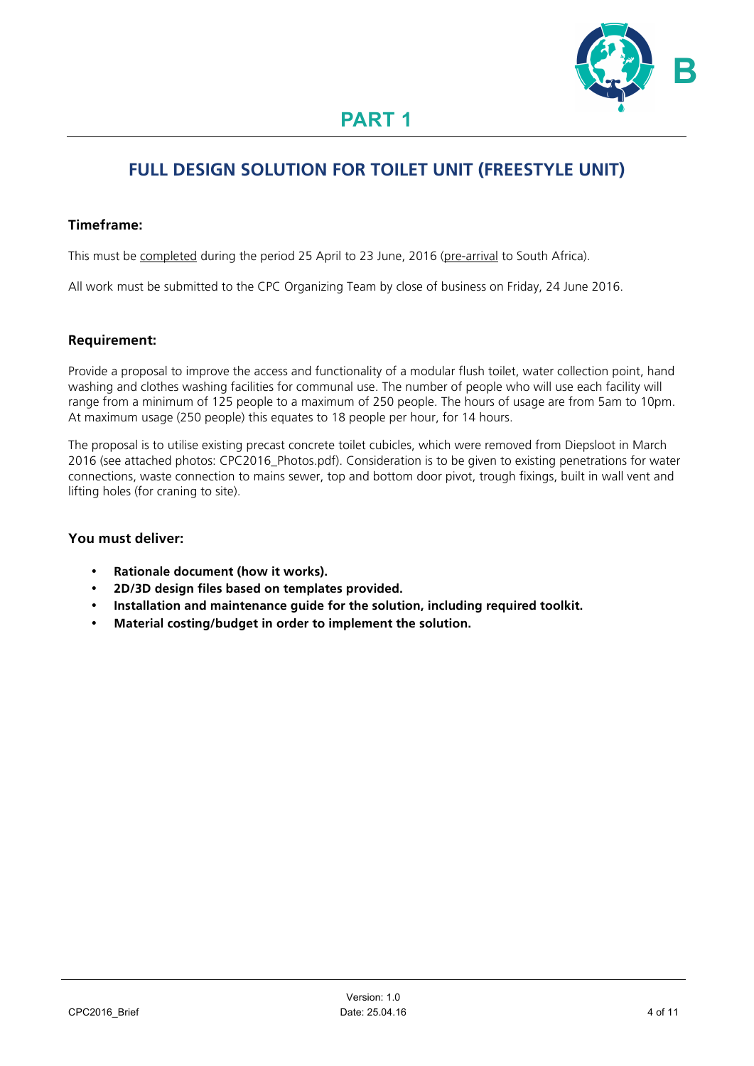# PART 1

## FULL DESIGN SOLUTION FOR TOILET UNIT (FREESTYLE UNIT)

### Timeframe:

This must be completed during the period 25 April to 23 June, 2016 (pre-arrival to South Africa).

All work must be submitted to the CPC Organizing Team by close of business on Friday, 24 June 2016.

### Requirement:

Provide a proposal to improve the access and functionality of a modular flush toilet, water collection point, hand washing and clothes washing facilities for communal use. The number of people who will use each facility will range from a minimum of 125 people to a maximum of 250 people. The hours of usage are from 5am to 10pm. At maximum usage (250 people) this equates to 18 people per hour, for 14 hours.

The proposal is to utilise existing precast concrete toilet cubicles, which were removed from Diepsloot in March 2016 (see attached photos: CPC2016_Photos.pdf). Consideration is to be given to existing penetrations for water connections, waste connection to mains sewer, top and bottom door pivot, trough fixings, built in wall vent and lifting holes (for craning to site).

### You must deliver:

- **Rationale document (how it works).**
- **2D/3D design files based on templates provided.**
- **Installation and maintenance guide for the solution, including required toolkit.**
- **Material costing/budget in order to implement the solution.**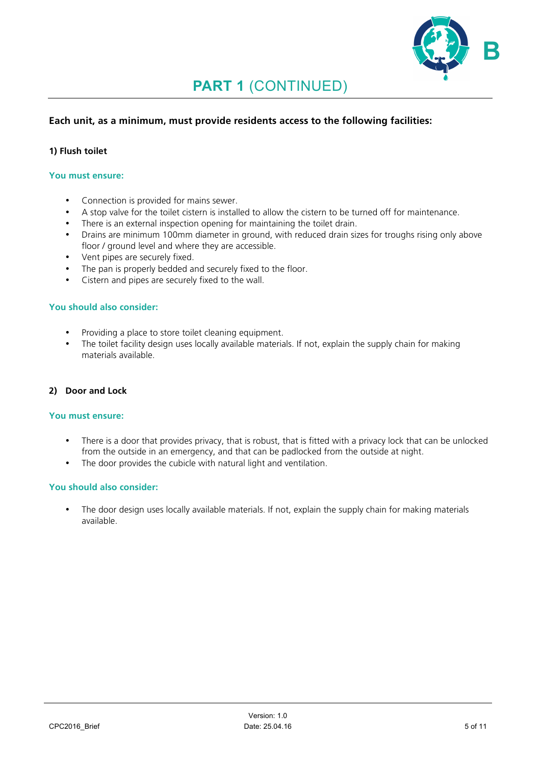# PART 1 (CONTINUED)

**Each unit, as a minimum, must provide residents access to the following facilities:**

### 1) Flush toilet

**You must ensure:**

- Connection is provided for mains sewer.
- A stop valve for the toilet cistern is installed to allow the cistern to be turned off for maintenance.
- There is an external inspection opening for maintaining the toilet drain.
- Drains are minimum 100mm diameter in ground, with reduced drain sizes for troughs rising only above floor / ground level and where they are accessible.
- Vent pipes are securely fixed.
- The pan is properly bedded and securely fixed to the floor.
- Cistern and pipes are securely fixed to the wall.

**You should also consider:**

- Providing a place to store toilet cleaning equipment.
- The toilet facility design uses locally available materials. If not, explain the supply chain for making materials available.

### 2) Door and Lock

**You must ensure:**

- There is a door that provides privacy, that is robust, that is fitted with a privacy lock that can be unlocked from the outside in an emergency, and that can be padlocked from the outside at night.
- The door provides the cubicle with natural light and ventilation.

**You should also consider:**

- The door design uses locally available materials. If not, explain the supply chain for making materials available.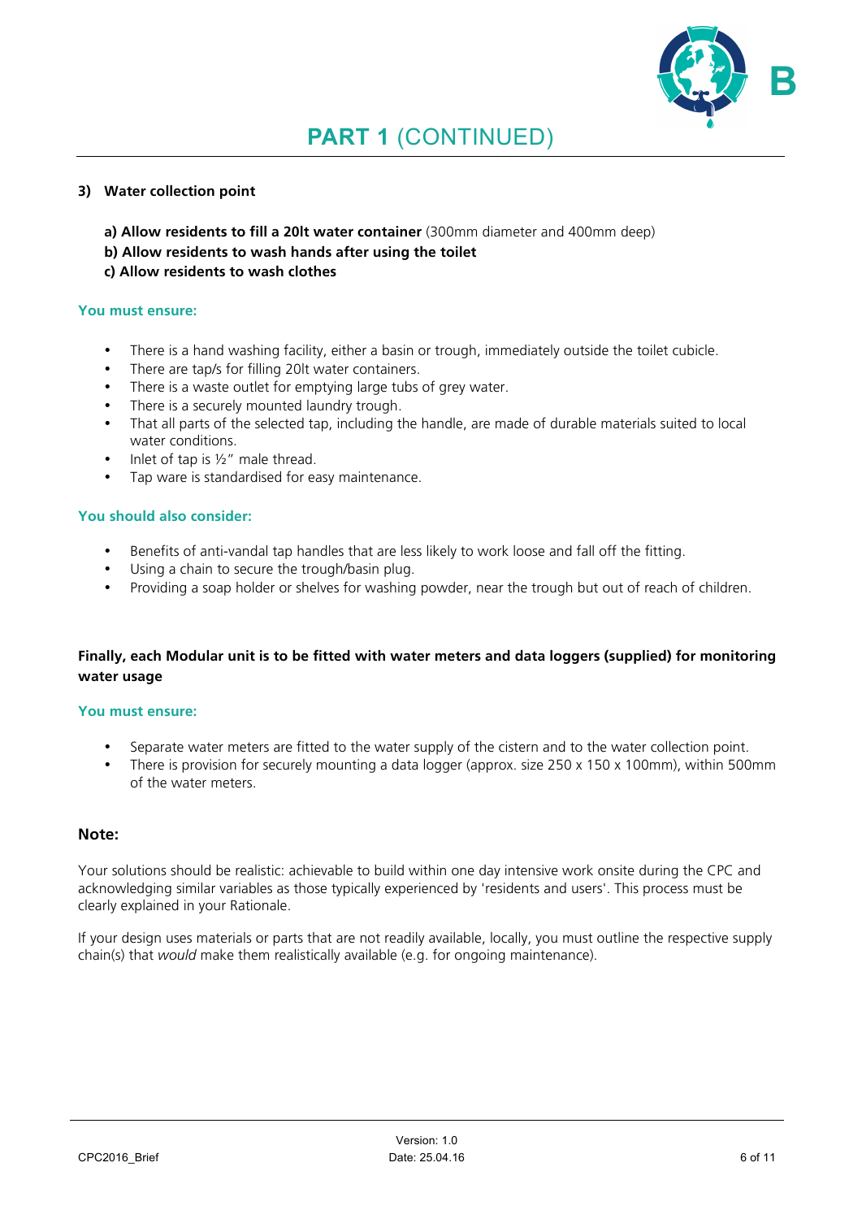# **PART 1** (CONTINUED)

**3) Water collection point**

**a) Allow residents to fill a 20lt water container** (300mm diameter and 400mm deep)
**b) Allow residents to wash hands after using the toilet**
**c) Allow residents to wash clothes**

**You must ensure:**

- There is a hand washing facility, either a basin or trough, immediately outside the toilet cubicle.
- There are tap/s for filling 20lt water containers.
- There is a waste outlet for emptying large tubs of grey water.
- There is a securely mounted laundry trough.
- That all parts of the selected tap, including the handle, are made of durable materials suited to local water conditions.
- Inlet of tap is ½" male thread.
- Tap ware is standardised for easy maintenance.

**You should also consider:**

- Benefits of anti-vandal tap handles that are less likely to work loose and fall off the fitting.
- Using a chain to secure the trough/basin plug.
- Providing a soap holder or shelves for washing powder, near the trough but out of reach of children.

**Finally, each Modular unit is to be fitted with water meters and data loggers (supplied) for monitoring water usage**

**You must ensure:**

- Separate water meters are fitted to the water supply of the cistern and to the water collection point.
- There is provision for securely mounting a data logger (approx. size 250 x 150 x 100mm), within 500mm of the water meters.

### Note:

Your solutions should be realistic: achievable to build within one day intensive work onsite during the CPC and acknowledging similar variables as those typically experienced by 'residents and users'. This process must be clearly explained in your Rationale.

If your design uses materials or parts that are not readily available, locally, you must outline the respective supply chain(s) that *would* make them realistically available (e.g. for ongoing maintenance).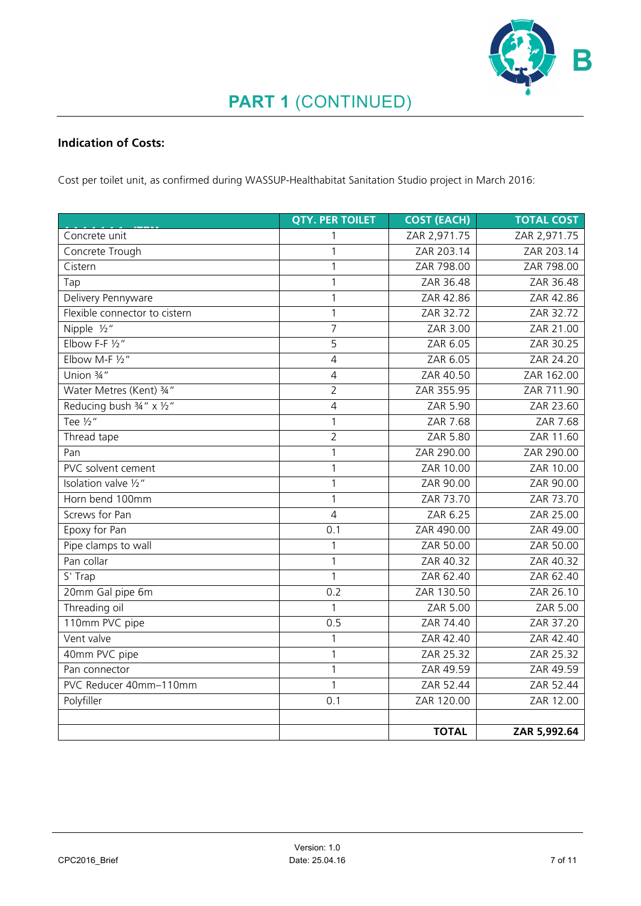# PART 1 (CONTINUED)

**Indication of Costs:**

Cost per toilet unit, as confirmed during WASSUP-Healthabitat Sanitation Studio project in March 2016:

| ITEM | QTY. PER TOILET | COST (EACH) | TOTAL COST |
|---|---|---|---|
| Concrete unit | 1 | ZAR 2,971.75 | ZAR 2,971.75 |
| Concrete Trough | 1 | ZAR 203.14 | ZAR 203.14 |
| Cistern | 1 | ZAR 798.00 | ZAR 798.00 |
| Tap | 1 | ZAR 36.48 | ZAR 36.48 |
| Delivery Pennyware | 1 | ZAR 42.86 | ZAR 42.86 |
| Flexible connector to cistern | 1 | ZAR 32.72 | ZAR 32.72 |
| Nipple ½" | 7 | ZAR 3.00 | ZAR 21.00 |
| Elbow F-F ½" | 5 | ZAR 6.05 | ZAR 30.25 |
| Elbow M-F ½" | 4 | ZAR 6.05 | ZAR 24.20 |
| Union ¾" | 4 | ZAR 40.50 | ZAR 162.00 |
| Water Metres (Kent) ¾" | 2 | ZAR 355.95 | ZAR 711.90 |
| Reducing bush ¾" x ½" | 4 | ZAR 5.90 | ZAR 23.60 |
| Tee ½" | 1 | ZAR 7.68 | ZAR 7.68 |
| Thread tape | 2 | ZAR 5.80 | ZAR 11.60 |
| Pan | 1 | ZAR 290.00 | ZAR 290.00 |
| PVC solvent cement | 1 | ZAR 10.00 | ZAR 10.00 |
| Isolation valve ½" | 1 | ZAR 90.00 | ZAR 90.00 |
| Horn bend 100mm | 1 | ZAR 73.70 | ZAR 73.70 |
| Screws for Pan | 4 | ZAR 6.25 | ZAR 25.00 |
| Epoxy for Pan | 0.1 | ZAR 490.00 | ZAR 49.00 |
| Pipe clamps to wall | 1 | ZAR 50.00 | ZAR 50.00 |
| Pan collar | 1 | ZAR 40.32 | ZAR 40.32 |
| S' Trap | 1 | ZAR 62.40 | ZAR 62.40 |
| 20mm Gal pipe 6m | 0.2 | ZAR 130.50 | ZAR 26.10 |
| Threading oil | 1 | ZAR 5.00 | ZAR 5.00 |
| 110mm PVC pipe | 0.5 | ZAR 74.40 | ZAR 37.20 |
| Vent valve | 1 | ZAR 42.40 | ZAR 42.40 |
| 40mm PVC pipe | 1 | ZAR 25.32 | ZAR 25.32 |
| Pan connector | 1 | ZAR 49.59 | ZAR 49.59 |
| PVC Reducer 40mm–110mm | 1 | ZAR 52.44 | ZAR 52.44 |
| Polyfiller | 0.1 | ZAR 120.00 | ZAR 12.00 |
| | | | |
| | | **TOTAL** | **ZAR 5,992.64** |

CPC2016_Brief

Version: 1.0
Date: 25.04.16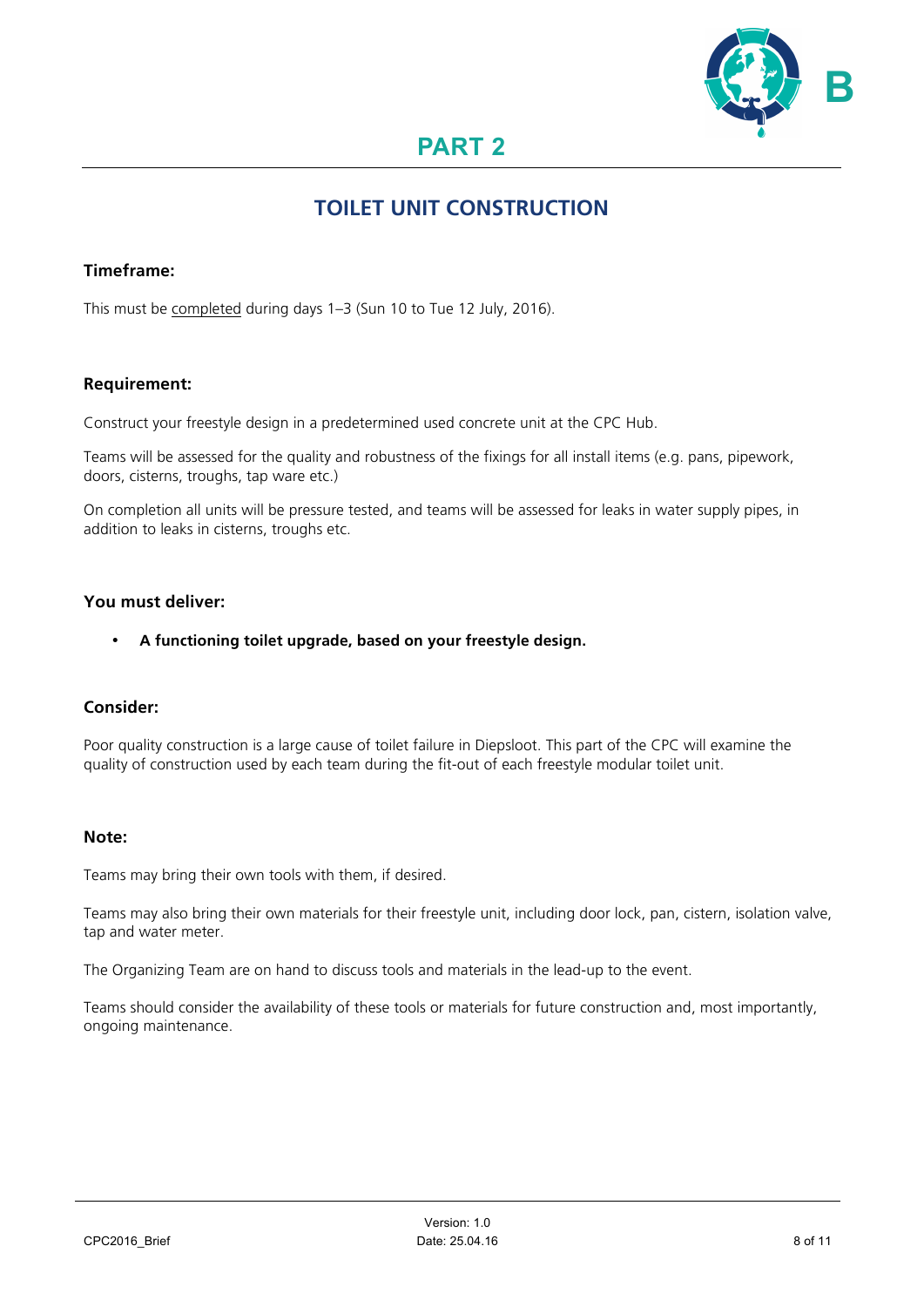# PART 2

## TOILET UNIT CONSTRUCTION

### Timeframe:

This must be completed during days 1–3 (Sun 10 to Tue 12 July, 2016).

### Requirement:

Construct your freestyle design in a predetermined used concrete unit at the CPC Hub.

Teams will be assessed for the quality and robustness of the fixings for all install items (e.g. pans, pipework, doors, cisterns, troughs, tap ware etc.)

On completion all units will be pressure tested, and teams will be assessed for leaks in water supply pipes, in addition to leaks in cisterns, troughs etc.

### You must deliver:

- **A functioning toilet upgrade, based on your freestyle design.**

### Consider:

Poor quality construction is a large cause of toilet failure in Diepsloot. This part of the CPC will examine the quality of construction used by each team during the fit-out of each freestyle modular toilet unit.

### Note:

Teams may bring their own tools with them, if desired.

Teams may also bring their own materials for their freestyle unit, including door lock, pan, cistern, isolation valve, tap and water meter.

The Organizing Team are on hand to discuss tools and materials in the lead-up to the event.

Teams should consider the availability of these tools or materials for future construction and, most importantly, ongoing maintenance.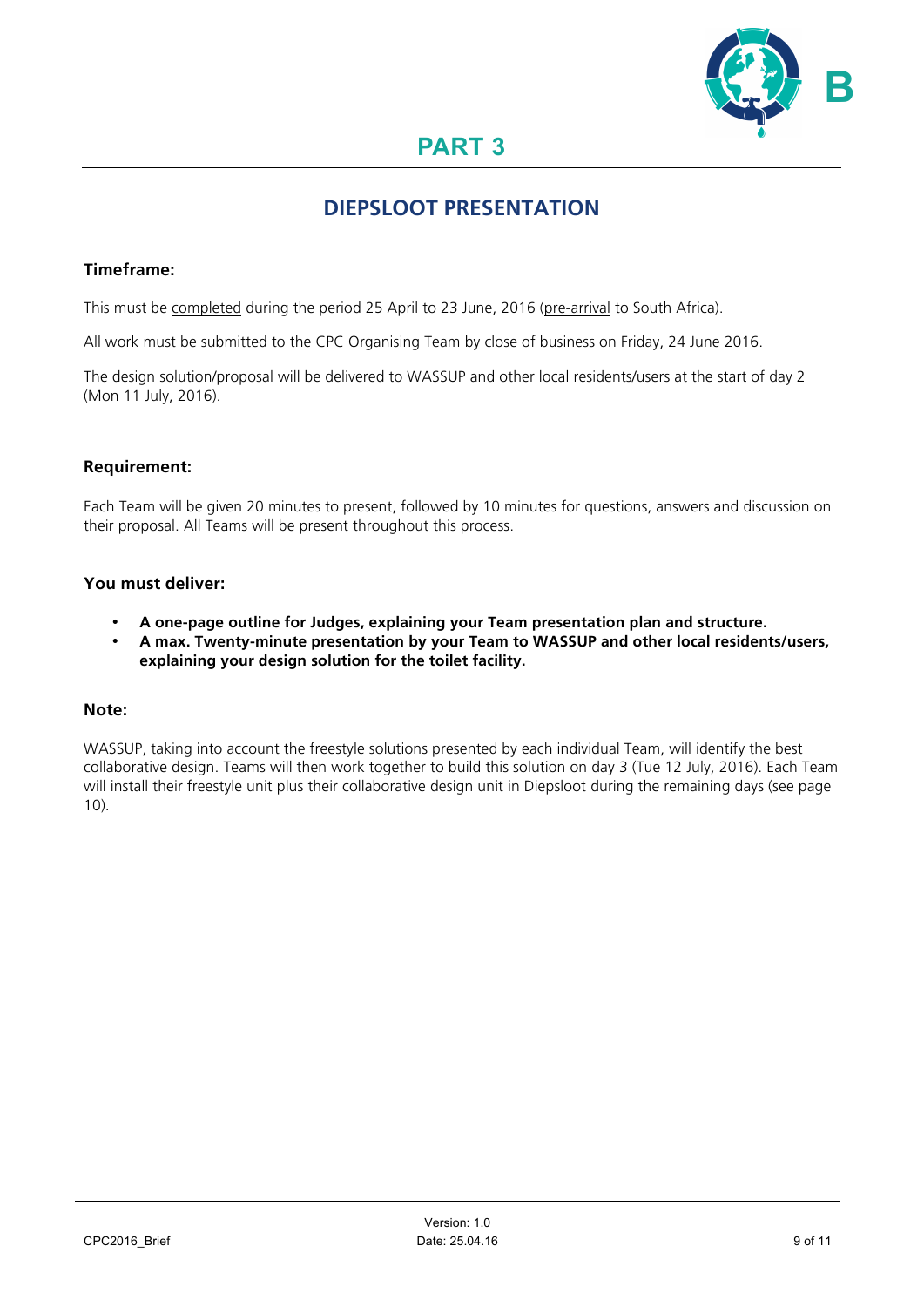# PART 3

## DIEPSLOOT PRESENTATION

### Timeframe:

This must be completed during the period 25 April to 23 June, 2016 (pre-arrival to South Africa).

All work must be submitted to the CPC Organising Team by close of business on Friday, 24 June 2016.

The design solution/proposal will be delivered to WASSUP and other local residents/users at the start of day 2 (Mon 11 July, 2016).

### Requirement:

Each Team will be given 20 minutes to present, followed by 10 minutes for questions, answers and discussion on their proposal. All Teams will be present throughout this process.

### You must deliver:

- **A one-page outline for Judges, explaining your Team presentation plan and structure.**
- **A max. Twenty-minute presentation by your Team to WASSUP and other local residents/users, explaining your design solution for the toilet facility.**

### Note:

WASSUP, taking into account the freestyle solutions presented by each individual Team, will identify the best collaborative design. Teams will then work together to build this solution on day 3 (Tue 12 July, 2016). Each Team will install their freestyle unit plus their collaborative design unit in Diepsloot during the remaining days (see page 10).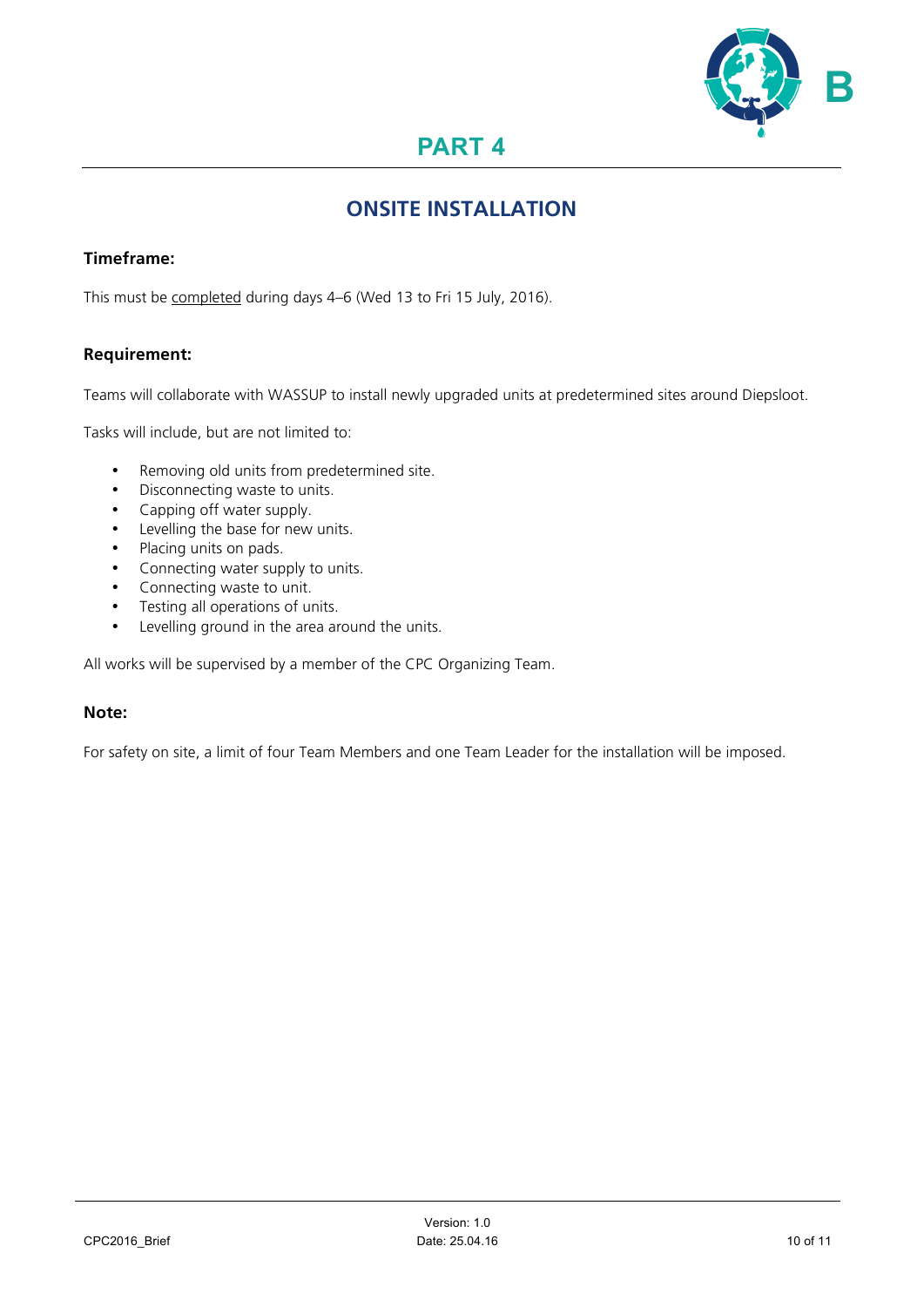# PART 4

## ONSITE INSTALLATION

**Timeframe:**

This must be completed during days 4–6 (Wed 13 to Fri 15 July, 2016).

**Requirement:**

Teams will collaborate with WASSUP to install newly upgraded units at predetermined sites around Diepsloot.

Tasks will include, but are not limited to:

- Removing old units from predetermined site.
- Disconnecting waste to units.
- Capping off water supply.
- Levelling the base for new units.
- Placing units on pads.
- Connecting water supply to units.
- Connecting waste to unit.
- Testing all operations of units.
- Levelling ground in the area around the units.

All works will be supervised by a member of the CPC Organizing Team.

**Note:**

For safety on site, a limit of four Team Members and one Team Leader for the installation will be imposed.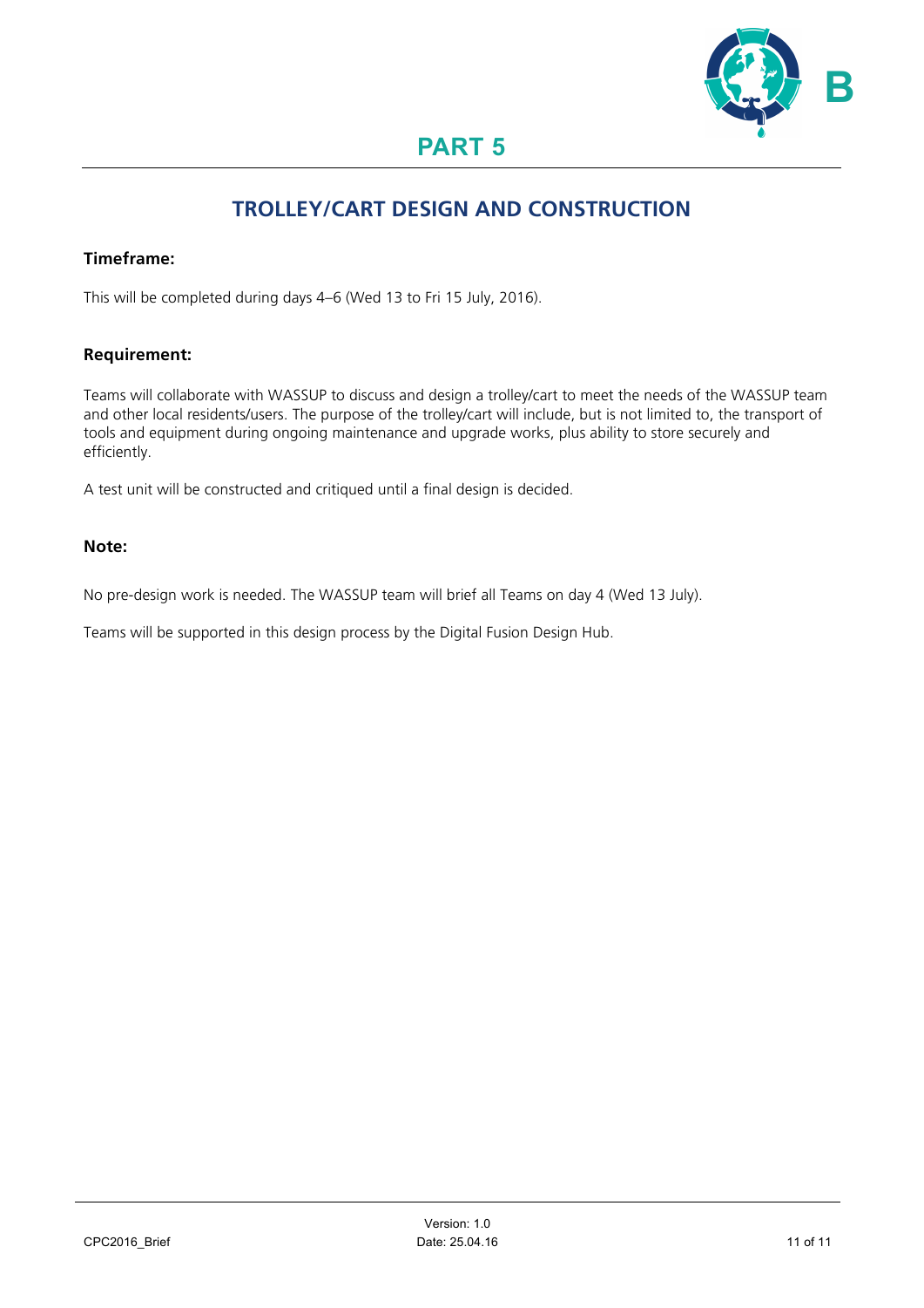# PART 5

## TROLLEY/CART DESIGN AND CONSTRUCTION

**Timeframe:**

This will be completed during days 4–6 (Wed 13 to Fri 15 July, 2016).

**Requirement:**

Teams will collaborate with WASSUP to discuss and design a trolley/cart to meet the needs of the WASSUP team and other local residents/users. The purpose of the trolley/cart will include, but is not limited to, the transport of tools and equipment during ongoing maintenance and upgrade works, plus ability to store securely and efficiently.

A test unit will be constructed and critiqued until a final design is decided.

**Note:**

No pre-design work is needed. The WASSUP team will brief all Teams on day 4 (Wed 13 July).

Teams will be supported in this design process by the Digital Fusion Design Hub.